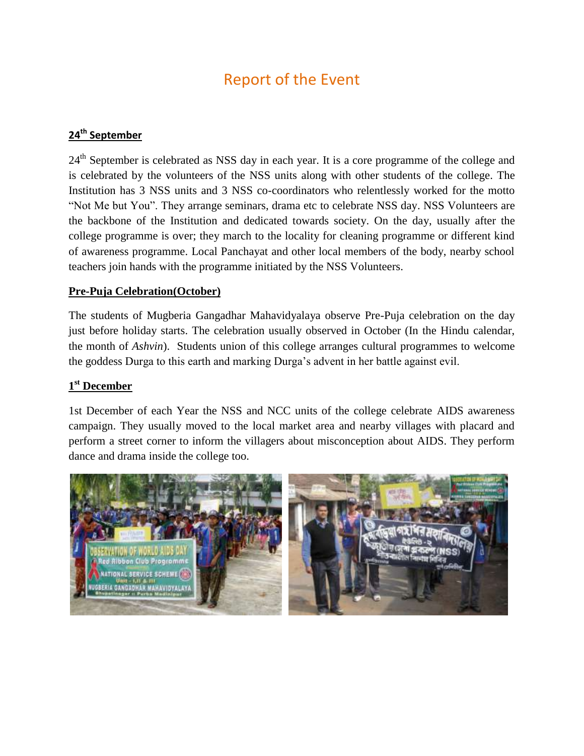# Report of the Event

## 24th September

24th September is celebrated as NSS day in each year. It is a core programme of the college and is celebrated by the volunteers of the NSS units along with other students of the college. The Institution has 3 NSS units and 3 NSS co-coordinators who relentlessly worked for the motto "Not Me but You". They arrange seminars, drama etc to celebrate NSS day. NSS Volunteers are the backbone of the Institution and dedicated towards society. On the day, usually after the college programme is over; they march to the locality for cleaning programme or different kind of awareness programme. Local Panchayat and other local members of the body, nearby school teachers join hands with the programme initiated by the NSS Volunteers.

## Pre-Puja Celebration(October)

The students of Mugberia Gangadhar Mahavidyalaya observe Pre-Puja celebration on the day just before holiday starts. The celebration usually observed in October (In the Hindu calendar, the month of *Ashvin*). Students union of this college arranges cultural programmes to welcome the goddess Durga to this earth and marking Durga's advent in her battle against evil.

## 1st December

1st December of each Year the NSS and NCC units of the college celebrate AIDS awareness campaign. They usually moved to the local market area and nearby villages with placard and perform a street corner to inform the villagers about misconception about AIDS. They perform dance and drama inside the college too.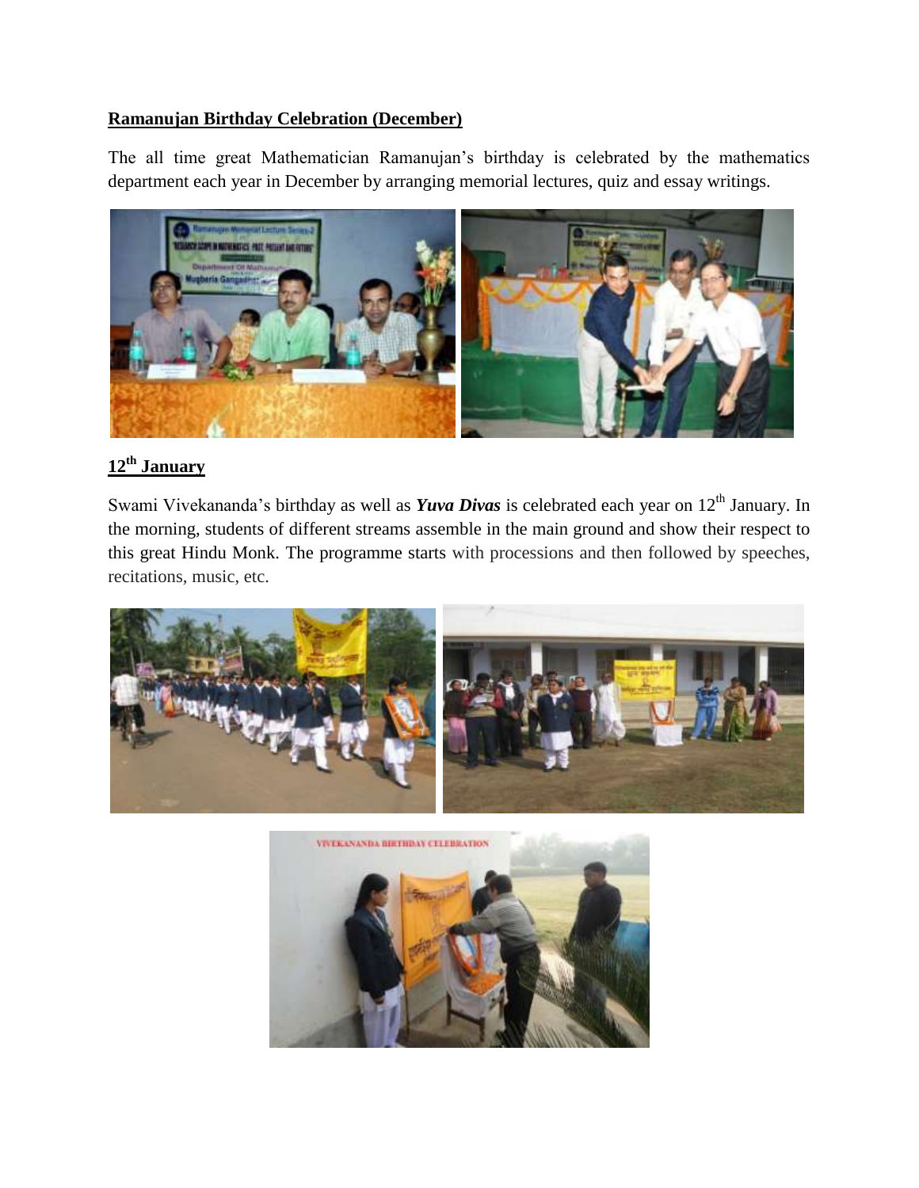**Ramanujan Birthday Celebration (December)**

The all time great Mathematician Ramanujan's birthday is celebrated by the mathematics department each year in December by arranging memorial lectures, quiz and essay writings.

**12th January**

Swami Vivekananda's birthday as well as ***Yuva Divas*** is celebrated each year on 12th January. In the morning, students of different streams assemble in the main ground and show their respect to this great Hindu Monk. The programme starts with processions and then followed by speeches, recitations, music, etc.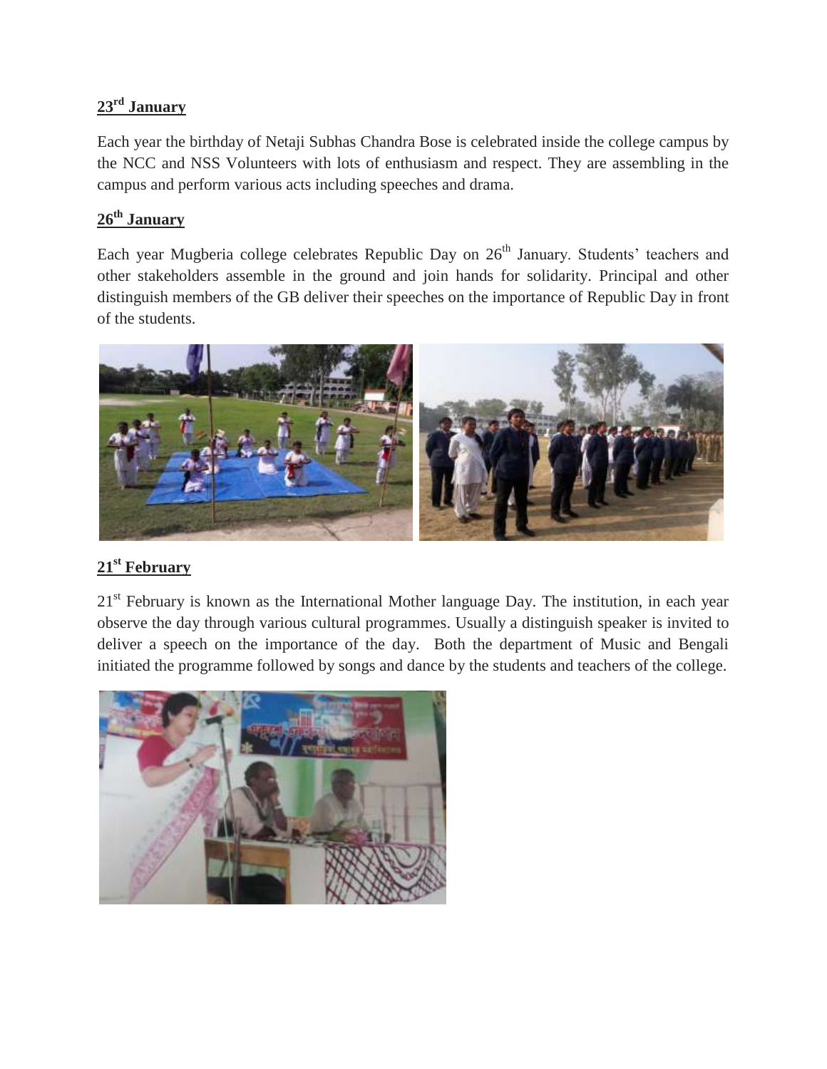## 23rd January

Each year the birthday of Netaji Subhas Chandra Bose is celebrated inside the college campus by the NCC and NSS Volunteers with lots of enthusiasm and respect. They are assembling in the campus and perform various acts including speeches and drama.

## 26th January

Each year Mugberia college celebrates Republic Day on 26th January. Students' teachers and other stakeholders assemble in the ground and join hands for solidarity. Principal and other distinguish members of the GB deliver their speeches on the importance of Republic Day in front of the students.

## 21st February

21st February is known as the International Mother language Day. The institution, in each year observe the day through various cultural programmes. Usually a distinguish speaker is invited to deliver a speech on the importance of the day. Both the department of Music and Bengali initiated the programme followed by songs and dance by the students and teachers of the college.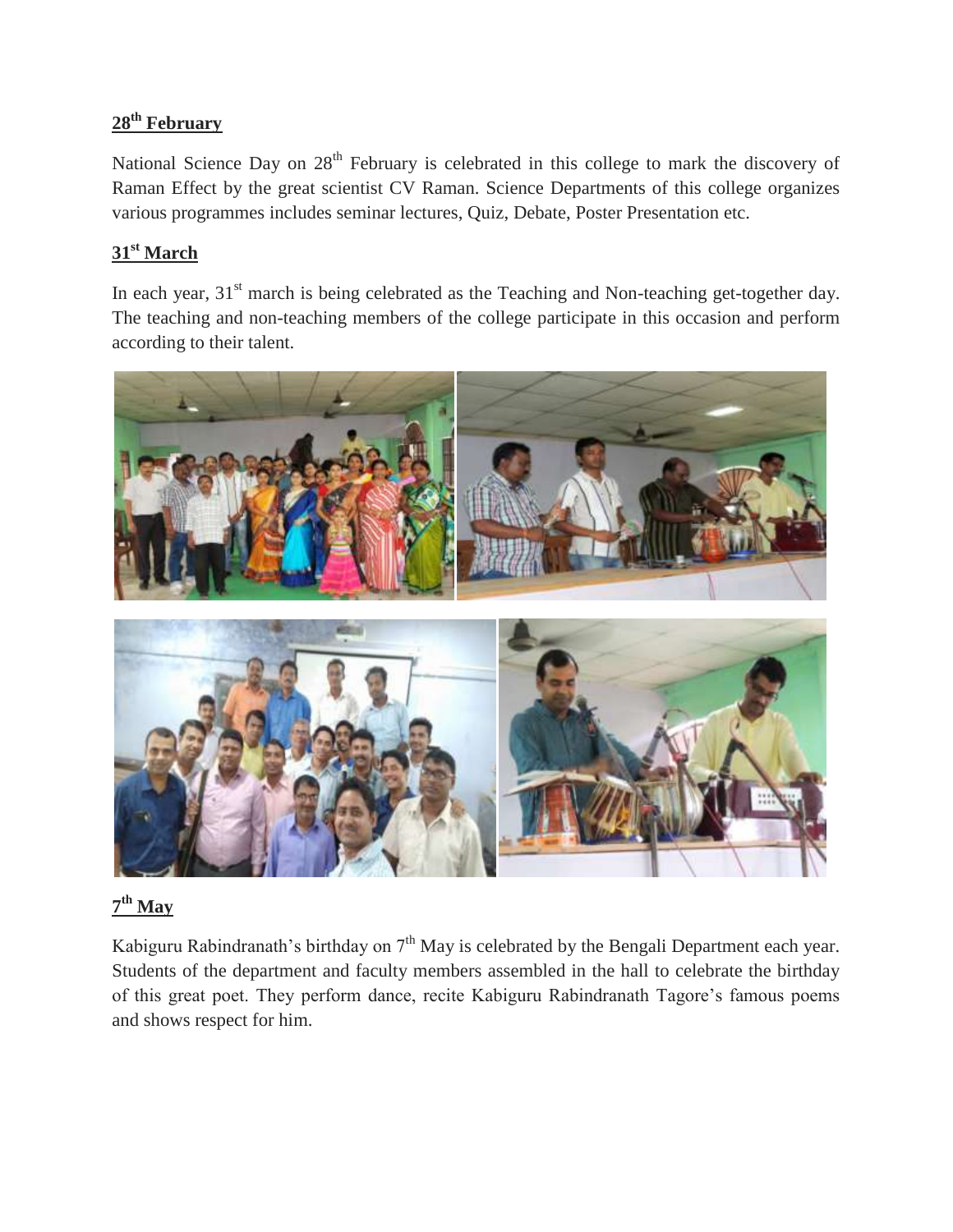## 28th February

National Science Day on 28th February is celebrated in this college to mark the discovery of Raman Effect by the great scientist CV Raman. Science Departments of this college organizes various programmes includes seminar lectures, Quiz, Debate, Poster Presentation etc.

## 31st March

In each year, 31st march is being celebrated as the Teaching and Non-teaching get-together day. The teaching and non-teaching members of the college participate in this occasion and perform according to their talent.

## 7th May

Kabiguru Rabindranath's birthday on 7th May is celebrated by the Bengali Department each year. Students of the department and faculty members assembled in the hall to celebrate the birthday of this great poet. They perform dance, recite Kabiguru Rabindranath Tagore's famous poems and shows respect for him.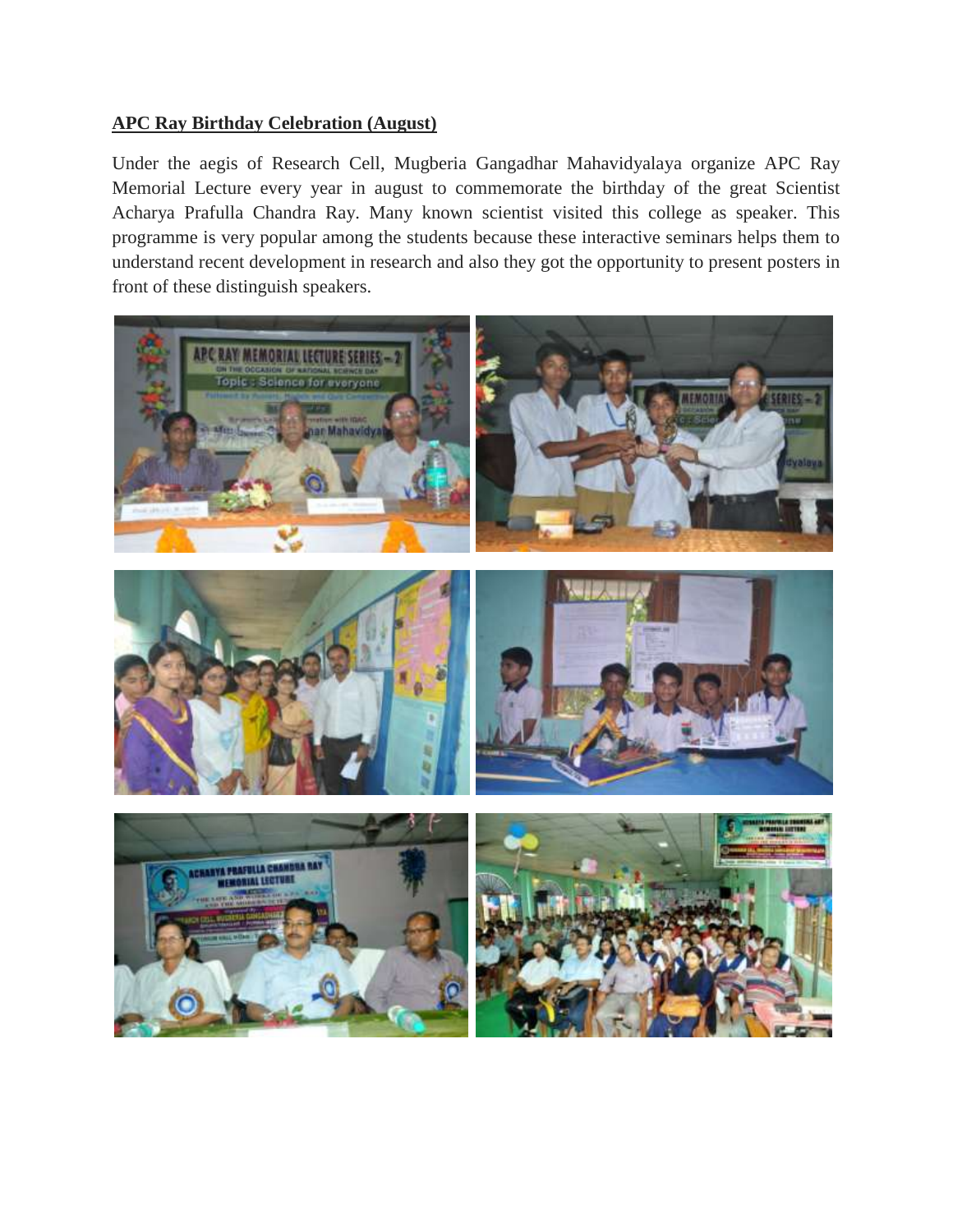**APC Ray Birthday Celebration (August)**

Under the aegis of Research Cell, Mugberia Gangadhar Mahavidyalaya organize APC Ray Memorial Lecture every year in august to commemorate the birthday of the great Scientist Acharya Prafulla Chandra Ray. Many known scientist visited this college as speaker. This programme is very popular among the students because these interactive seminars helps them to understand recent development in research and also they got the opportunity to present posters in front of these distinguish speakers.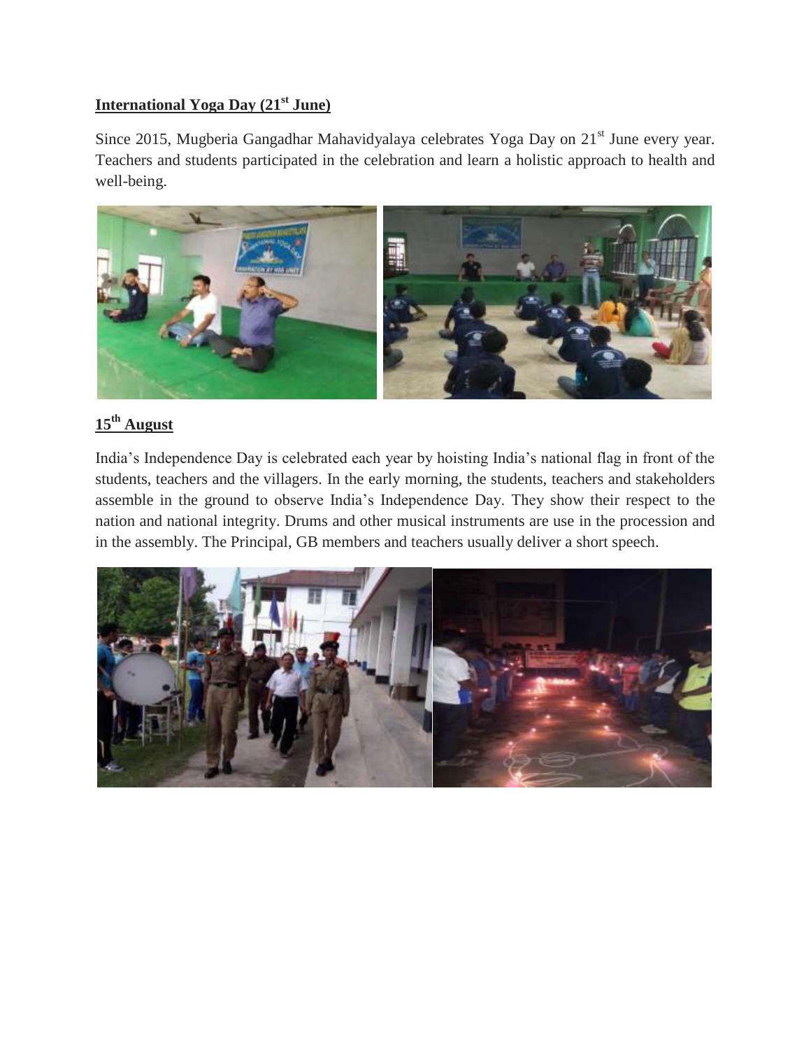## International Yoga Day (21st June)

Since 2015, Mugberia Gangadhar Mahavidyalaya celebrates Yoga Day on 21st June every year. Teachers and students participated in the celebration and learn a holistic approach to health and well-being.

## 15th August

India's Independence Day is celebrated each year by hoisting India's national flag in front of the students, teachers and the villagers. In the early morning, the students, teachers and stakeholders assemble in the ground to observe India's Independence Day. They show their respect to the nation and national integrity. Drums and other musical instruments are use in the procession and in the assembly. The Principal, GB members and teachers usually deliver a short speech.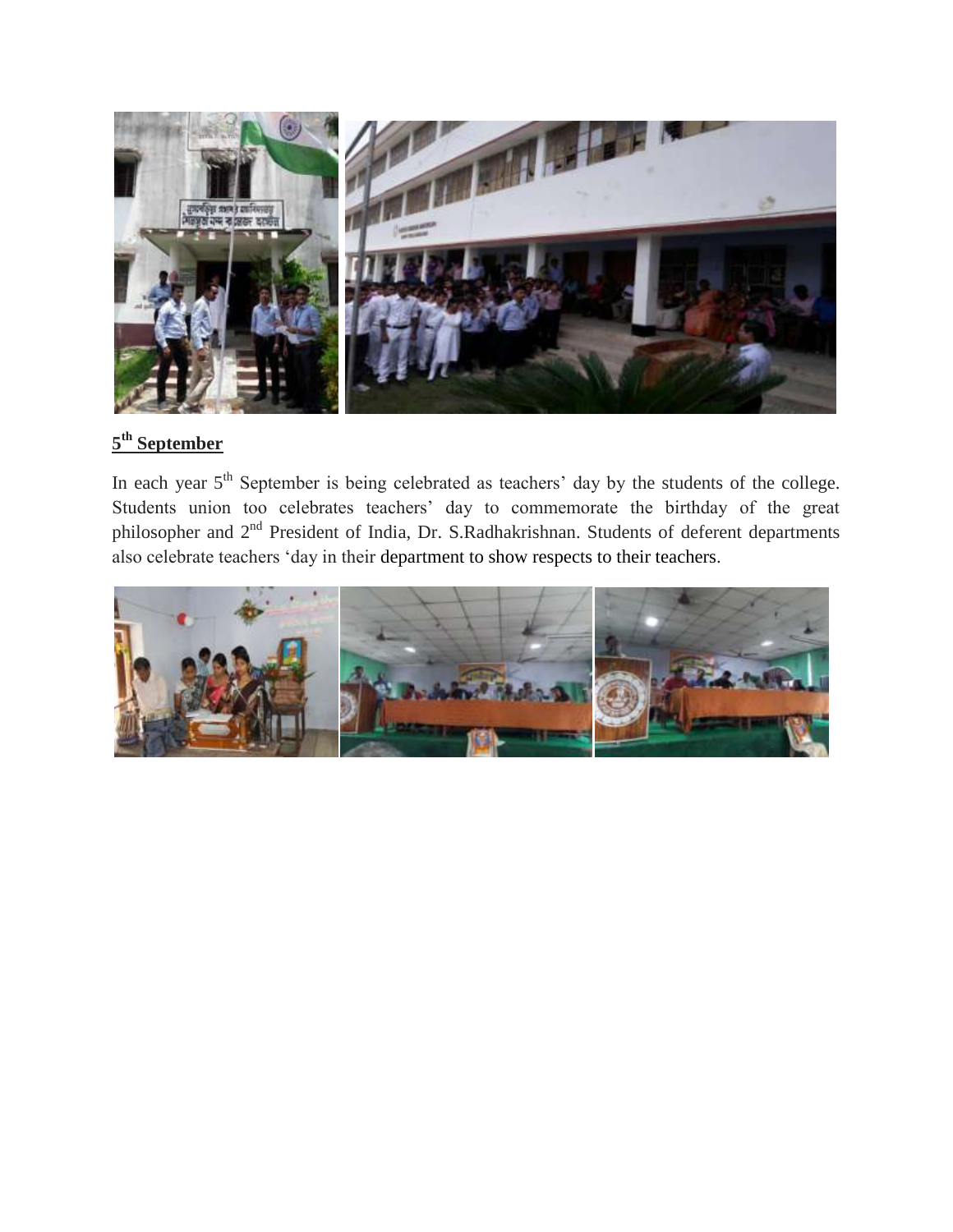**<u>5th September</u>**

In each year 5th September is being celebrated as teachers' day by the students of the college. Students union too celebrates teachers' day to commemorate the birthday of the great philosopher and 2nd President of India, Dr. S.Radhakrishnan. Students of deferent departments also celebrate teachers 'day in their department to show respects to their teachers.